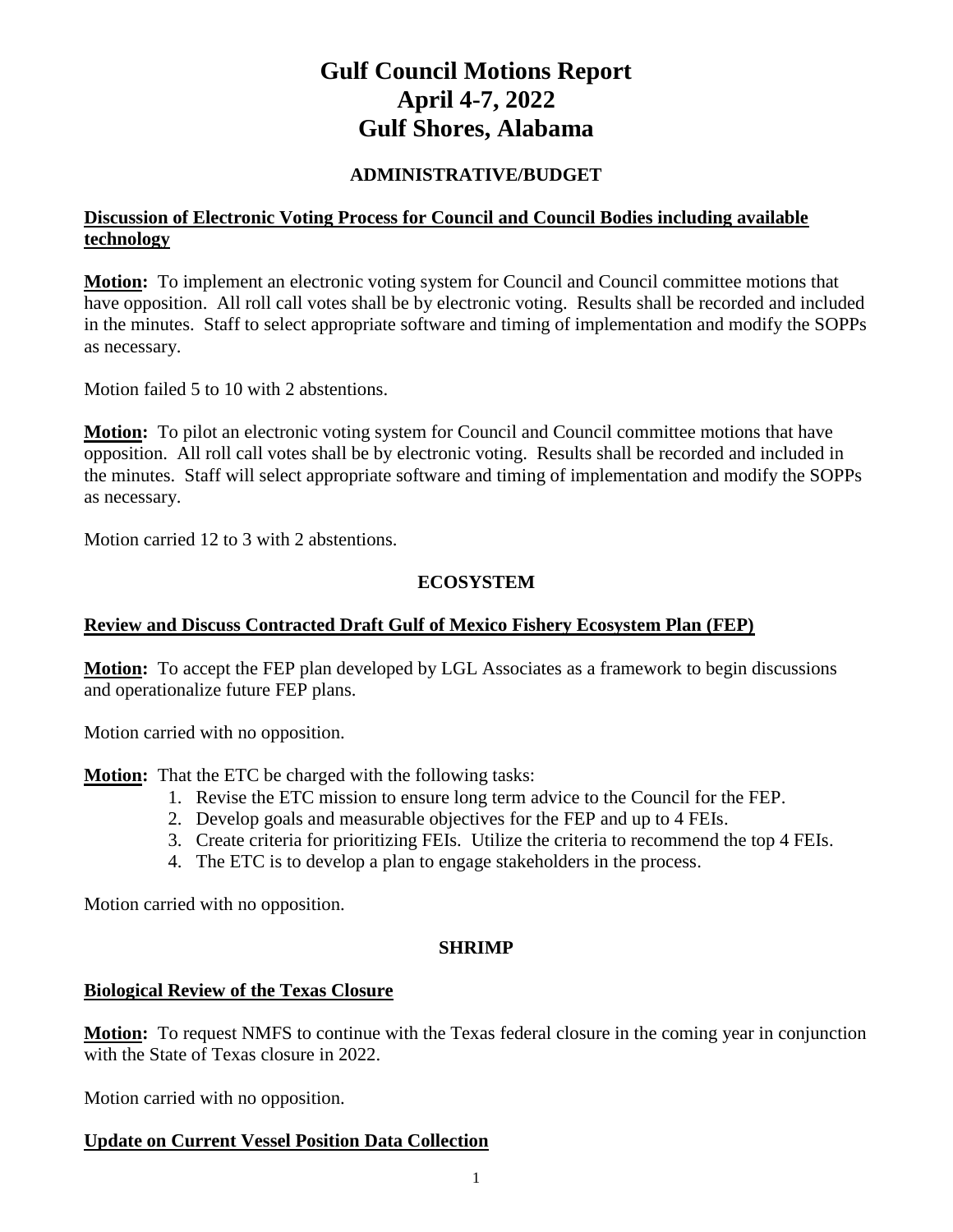# Gulf Council Motions Report
# April 4-7, 2022
# Gulf Shores, Alabama

## ADMINISTRATIVE/BUDGET

**Discussion of Electronic Voting Process for Council and Council Bodies including available technology**

**Motion:** To implement an electronic voting system for Council and Council committee motions that have opposition. All roll call votes shall be by electronic voting. Results shall be recorded and included in the minutes. Staff to select appropriate software and timing of implementation and modify the SOPPs as necessary.

Motion failed 5 to 10 with 2 abstentions.

**Motion:** To pilot an electronic voting system for Council and Council committee motions that have opposition. All roll call votes shall be by electronic voting. Results shall be recorded and included in the minutes. Staff will select appropriate software and timing of implementation and modify the SOPPs as necessary.

Motion carried 12 to 3 with 2 abstentions.

## ECOSYSTEM

**Review and Discuss Contracted Draft Gulf of Mexico Fishery Ecosystem Plan (FEP)**

**Motion:** To accept the FEP plan developed by LGL Associates as a framework to begin discussions and operationalize future FEP plans.

Motion carried with no opposition.

**Motion:** That the ETC be charged with the following tasks:

1. Revise the ETC mission to ensure long term advice to the Council for the FEP.
2. Develop goals and measurable objectives for the FEP and up to 4 FEIs.
3. Create criteria for prioritizing FEIs. Utilize the criteria to recommend the top 4 FEIs.
4. The ETC is to develop a plan to engage stakeholders in the process.

Motion carried with no opposition.

## SHRIMP

**Biological Review of the Texas Closure**

**Motion:** To request NMFS to continue with the Texas federal closure in the coming year in conjunction with the State of Texas closure in 2022.

Motion carried with no opposition.

**Update on Current Vessel Position Data Collection**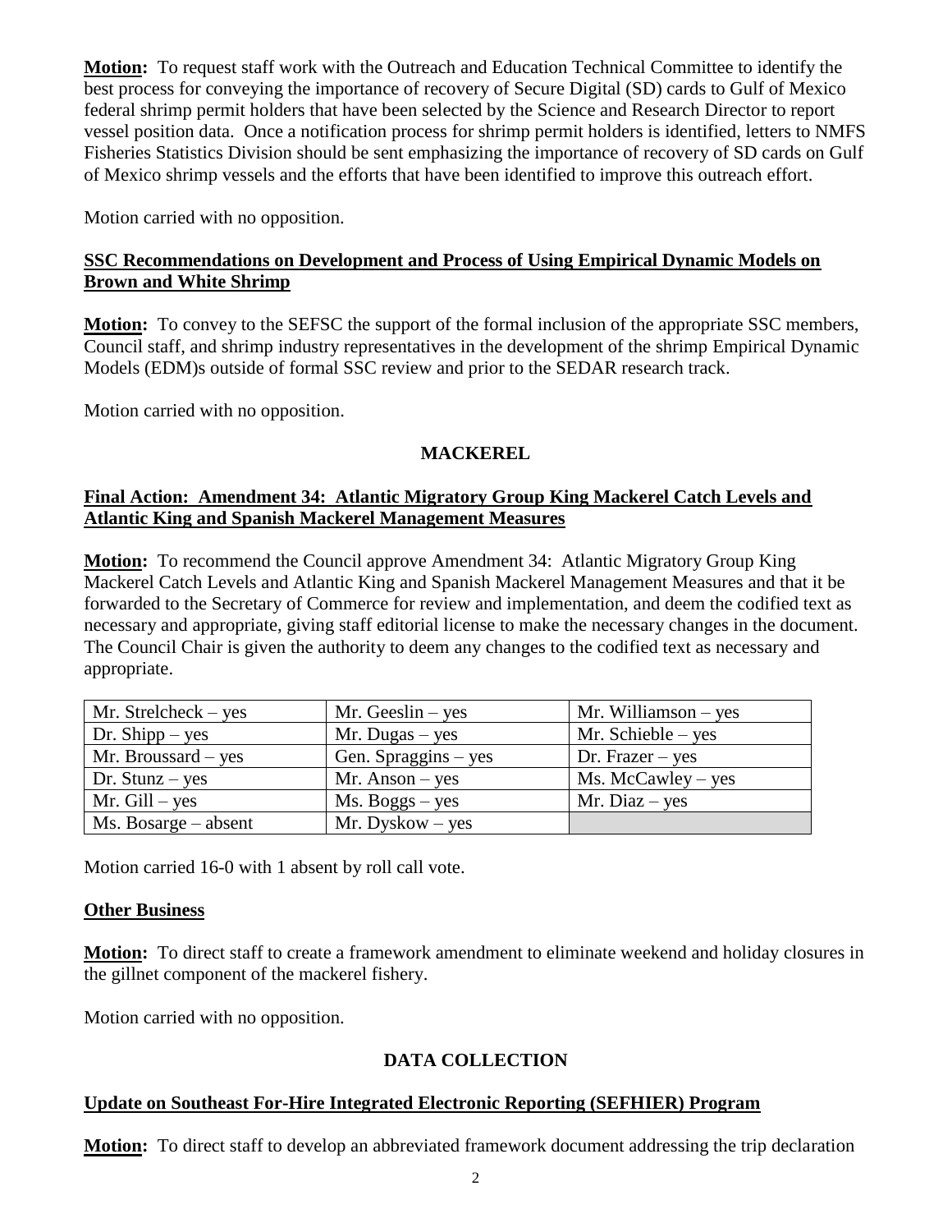**Motion:** To request staff work with the Outreach and Education Technical Committee to identify the best process for conveying the importance of recovery of Secure Digital (SD) cards to Gulf of Mexico federal shrimp permit holders that have been selected by the Science and Research Director to report vessel position data. Once a notification process for shrimp permit holders is identified, letters to NMFS Fisheries Statistics Division should be sent emphasizing the importance of recovery of SD cards on Gulf of Mexico shrimp vessels and the efforts that have been identified to improve this outreach effort.

Motion carried with no opposition.

**SSC Recommendations on Development and Process of Using Empirical Dynamic Models on Brown and White Shrimp**

**Motion:** To convey to the SEFSC the support of the formal inclusion of the appropriate SSC members, Council staff, and shrimp industry representatives in the development of the shrimp Empirical Dynamic Models (EDM)s outside of formal SSC review and prior to the SEDAR research track.

Motion carried with no opposition.

## MACKEREL

**Final Action: Amendment 34: Atlantic Migratory Group King Mackerel Catch Levels and Atlantic King and Spanish Mackerel Management Measures**

**Motion:** To recommend the Council approve Amendment 34: Atlantic Migratory Group King Mackerel Catch Levels and Atlantic King and Spanish Mackerel Management Measures and that it be forwarded to the Secretary of Commerce for review and implementation, and deem the codified text as necessary and appropriate, giving staff editorial license to make the necessary changes in the document. The Council Chair is given the authority to deem any changes to the codified text as necessary and appropriate.

| | | |
|---|---|---|
| Mr. Strelcheck – yes | Mr. Geeslin – yes | Mr. Williamson – yes |
| Dr. Shipp – yes | Mr. Dugas – yes | Mr. Schieble – yes |
| Mr. Broussard – yes | Gen. Spraggins – yes | Dr. Frazer – yes |
| Dr. Stunz – yes | Mr. Anson – yes | Ms. McCawley – yes |
| Mr. Gill – yes | Ms. Boggs – yes | Mr. Diaz – yes |
| Ms. Bosarge – absent | Mr. Dyskow – yes | |

Motion carried 16-0 with 1 absent by roll call vote.

**Other Business**

**Motion:** To direct staff to create a framework amendment to eliminate weekend and holiday closures in the gillnet component of the mackerel fishery.

Motion carried with no opposition.

## DATA COLLECTION

**Update on Southeast For-Hire Integrated Electronic Reporting (SEFHIER) Program**

**Motion:** To direct staff to develop an abbreviated framework document addressing the trip declaration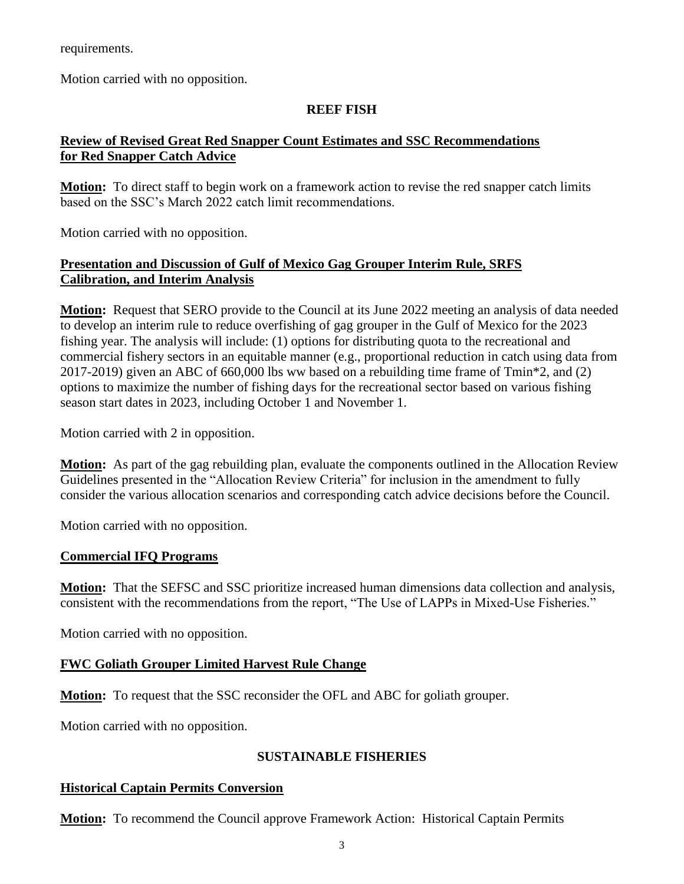requirements.

Motion carried with no opposition.

## REEF FISH

### Review of Revised Great Red Snapper Count Estimates and SSC Recommendations for Red Snapper Catch Advice

**Motion:** To direct staff to begin work on a framework action to revise the red snapper catch limits based on the SSC's March 2022 catch limit recommendations.

Motion carried with no opposition.

### Presentation and Discussion of Gulf of Mexico Gag Grouper Interim Rule, SRFS Calibration, and Interim Analysis

**Motion:** Request that SERO provide to the Council at its June 2022 meeting an analysis of data needed to develop an interim rule to reduce overfishing of gag grouper in the Gulf of Mexico for the 2023 fishing year. The analysis will include: (1) options for distributing quota to the recreational and commercial fishery sectors in an equitable manner (e.g., proportional reduction in catch using data from 2017-2019) given an ABC of 660,000 lbs ww based on a rebuilding time frame of Tmin*2, and (2) options to maximize the number of fishing days for the recreational sector based on various fishing season start dates in 2023, including October 1 and November 1.

Motion carried with 2 in opposition.

**Motion:** As part of the gag rebuilding plan, evaluate the components outlined in the Allocation Review Guidelines presented in the "Allocation Review Criteria" for inclusion in the amendment to fully consider the various allocation scenarios and corresponding catch advice decisions before the Council.

Motion carried with no opposition.

### Commercial IFQ Programs

**Motion:** That the SEFSC and SSC prioritize increased human dimensions data collection and analysis, consistent with the recommendations from the report, "The Use of LAPPs in Mixed-Use Fisheries."

Motion carried with no opposition.

### FWC Goliath Grouper Limited Harvest Rule Change

**Motion:** To request that the SSC reconsider the OFL and ABC for goliath grouper.

Motion carried with no opposition.

## SUSTAINABLE FISHERIES

### Historical Captain Permits Conversion

**Motion:** To recommend the Council approve Framework Action: Historical Captain Permits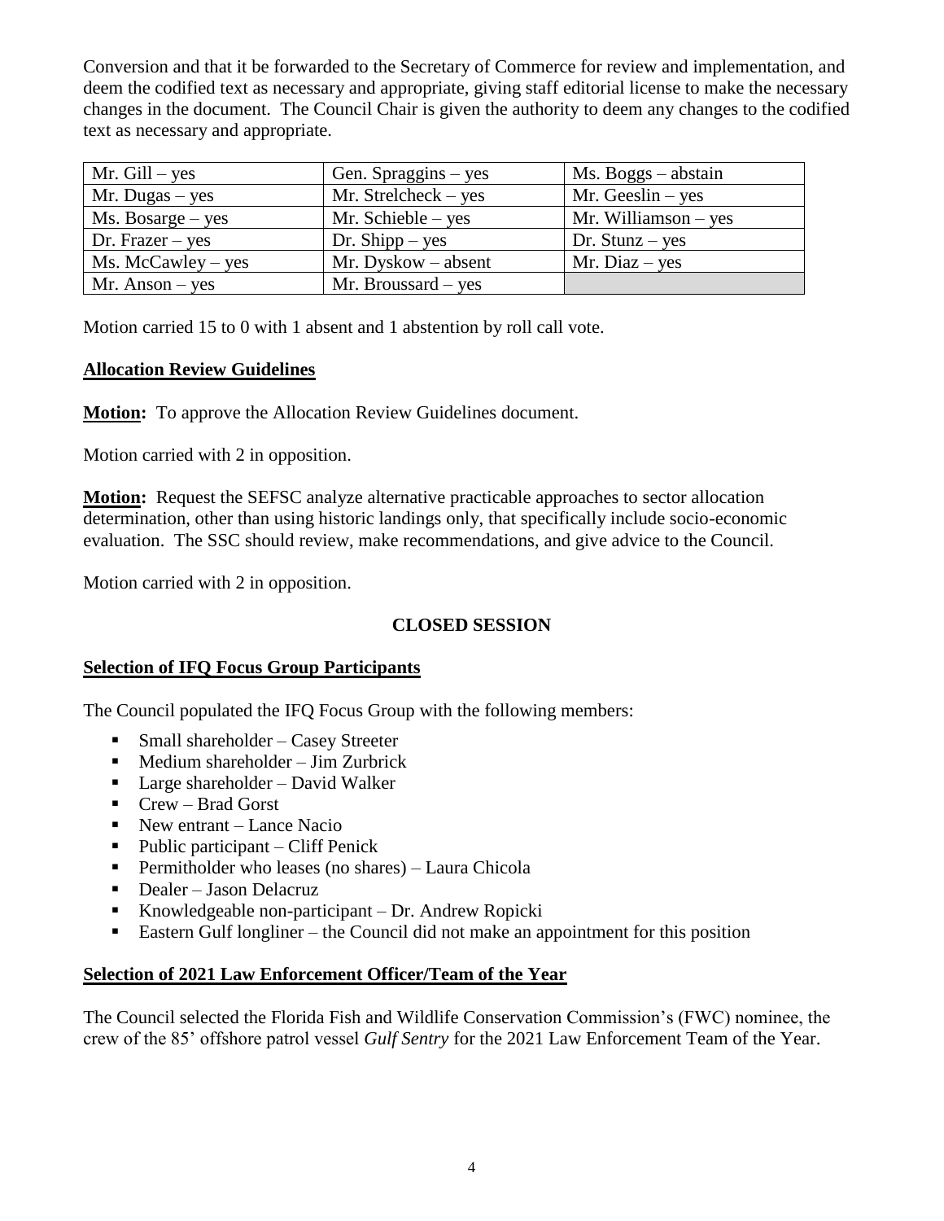Conversion and that it be forwarded to the Secretary of Commerce for review and implementation, and deem the codified text as necessary and appropriate, giving staff editorial license to make the necessary changes in the document. The Council Chair is given the authority to deem any changes to the codified text as necessary and appropriate.

| | | |
|---|---|---|
| Mr. Gill – yes | Gen. Spraggins – yes | Ms. Boggs – abstain |
| Mr. Dugas – yes | Mr. Strelcheck – yes | Mr. Geeslin – yes |
| Ms. Bosarge – yes | Mr. Schieble – yes | Mr. Williamson – yes |
| Dr. Frazer – yes | Dr. Shipp – yes | Dr. Stunz – yes |
| Ms. McCawley – yes | Mr. Dyskow – absent | Mr. Diaz – yes |
| Mr. Anson – yes | Mr. Broussard – yes | |

Motion carried 15 to 0 with 1 absent and 1 abstention by roll call vote.

**Allocation Review Guidelines**

**Motion:** To approve the Allocation Review Guidelines document.

Motion carried with 2 in opposition.

**Motion:** Request the SEFSC analyze alternative practicable approaches to sector allocation determination, other than using historic landings only, that specifically include socio-economic evaluation. The SSC should review, make recommendations, and give advice to the Council.

Motion carried with 2 in opposition.

**CLOSED SESSION**

**Selection of IFQ Focus Group Participants**

The Council populated the IFQ Focus Group with the following members:

- Small shareholder – Casey Streeter
- Medium shareholder – Jim Zurbrick
- Large shareholder – David Walker
- Crew – Brad Gorst
- New entrant – Lance Nacio
- Public participant – Cliff Penick
- Permitholder who leases (no shares) – Laura Chicola
- Dealer – Jason Delacruz
- Knowledgeable non-participant – Dr. Andrew Ropicki
- Eastern Gulf longliner – the Council did not make an appointment for this position

**Selection of 2021 Law Enforcement Officer/Team of the Year**

The Council selected the Florida Fish and Wildlife Conservation Commission's (FWC) nominee, the crew of the 85' offshore patrol vessel *Gulf Sentry* for the 2021 Law Enforcement Team of the Year.